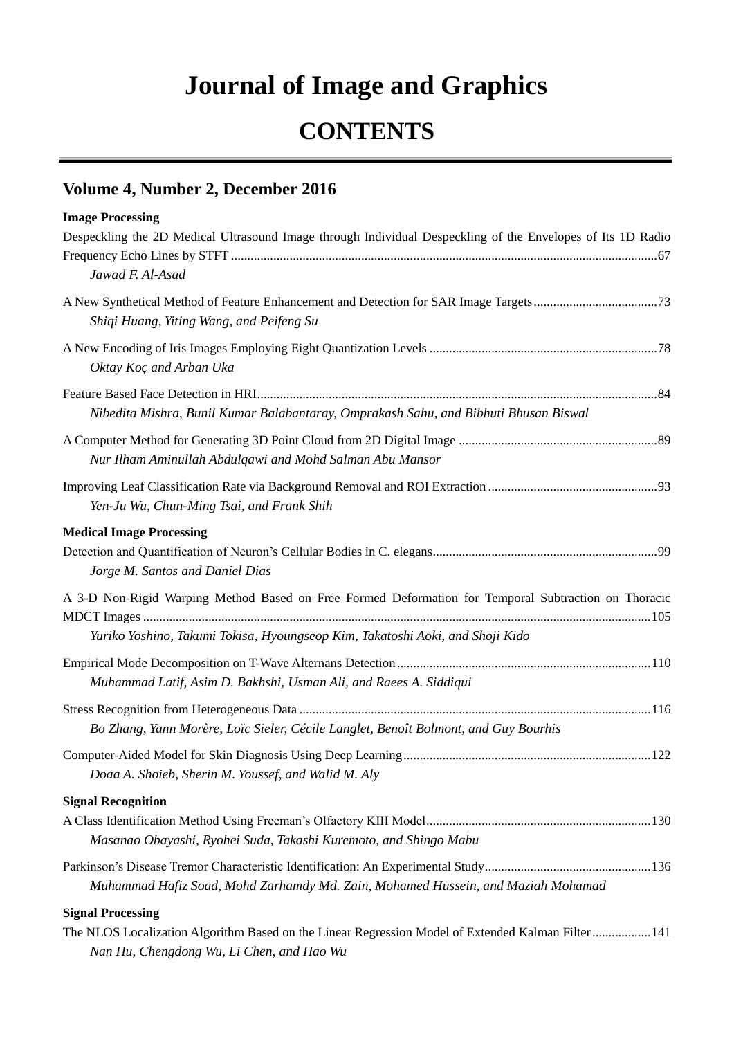# Journal of Image and Graphics

# CONTENTS

## Volume 4, Number 2, December 2016

**Image Processing**

Despeckling the 2D Medical Ultrasound Image through Individual Despeckling of the Envelopes of Its 1D Radio Frequency Echo Lines by STFT ........................................................................................................................................67
*Jawad F. Al-Asad*

A New Synthetical Method of Feature Enhancement and Detection for SAR Image Targets......................................73
*Shiqi Huang, Yiting Wang, and Peifeng Su*

A New Encoding of Iris Images Employing Eight Quantization Levels .....................................................................78
*Oktay Koç and Arban Uka*

Feature Based Face Detection in HRI..........................................................................................................................84
*Nibedita Mishra, Bunil Kumar Balabantaray, Omprakash Sahu, and Bibhuti Bhusan Biswal*

A Computer Method for Generating 3D Point Cloud from 2D Digital Image ............................................................89
*Nur Ilham Aminullah Abdulqawi and Mohd Salman Abu Mansor*

Improving Leaf Classification Rate via Background Removal and ROI Extraction ...................................................93
*Yen-Ju Wu, Chun-Ming Tsai, and Frank Shih*

**Medical Image Processing**

Detection and Quantification of Neuron's Cellular Bodies in C. elegans....................................................................99
*Jorge M. Santos and Daniel Dias*

A 3-D Non-Rigid Warping Method Based on Free Formed Deformation for Temporal Subtraction on Thoracic MDCT Images ..........................................................................................................................................................105
*Yuriko Yoshino, Takumi Tokisa, Hyoungseop Kim, Takatoshi Aoki, and Shoji Kido*

Empirical Mode Decomposition on T-Wave Alternans Detection.............................................................................110
*Muhammad Latif, Asim D. Bakhshi, Usman Ali, and Raees A. Siddiqui*

Stress Recognition from Heterogeneous Data ...........................................................................................................116
*Bo Zhang, Yann Morère, Loïc Sieler, Cécile Langlet, Benoît Bolmont, and Guy Bourhis*

Computer-Aided Model for Skin Diagnosis Using Deep Learning...........................................................................122
*Doaa A. Shoieb, Sherin M. Youssef, and Walid M. Aly*

**Signal Recognition**

A Class Identification Method Using Freeman's Olfactory KIII Model....................................................................130
*Masanao Obayashi, Ryohei Suda, Takashi Kuremoto, and Shingo Mabu*

Parkinson's Disease Tremor Characteristic Identification: An Experimental Study..................................................136
*Muhammad Hafiz Soad, Mohd Zarhamdy Md. Zain, Mohamed Hussein, and Maziah Mohamad*

**Signal Processing**

The NLOS Localization Algorithm Based on the Linear Regression Model of Extended Kalman Filter..................141
*Nan Hu, Chengdong Wu, Li Chen, and Hao Wu*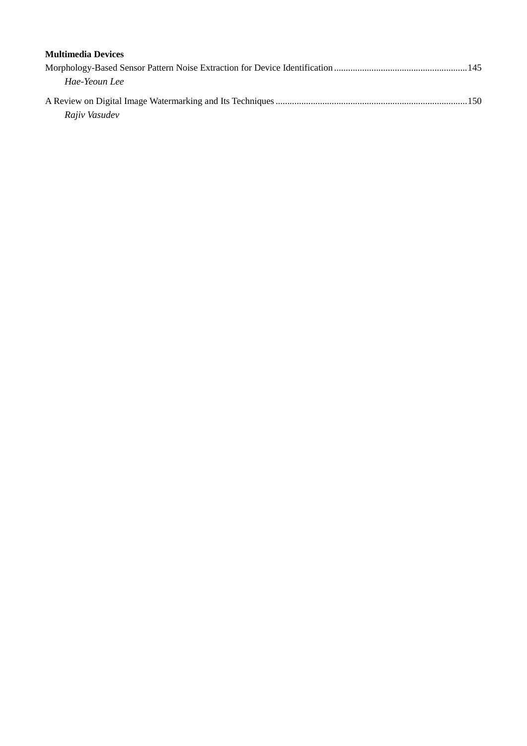**Multimedia Devices**

Morphology-Based Sensor Pattern Noise Extraction for Device Identification ........................................................145
*Hae-Yeoun Lee*

A Review on Digital Image Watermarking and Its Techniques ..................................................................................150
*Rajiv Vasudev*